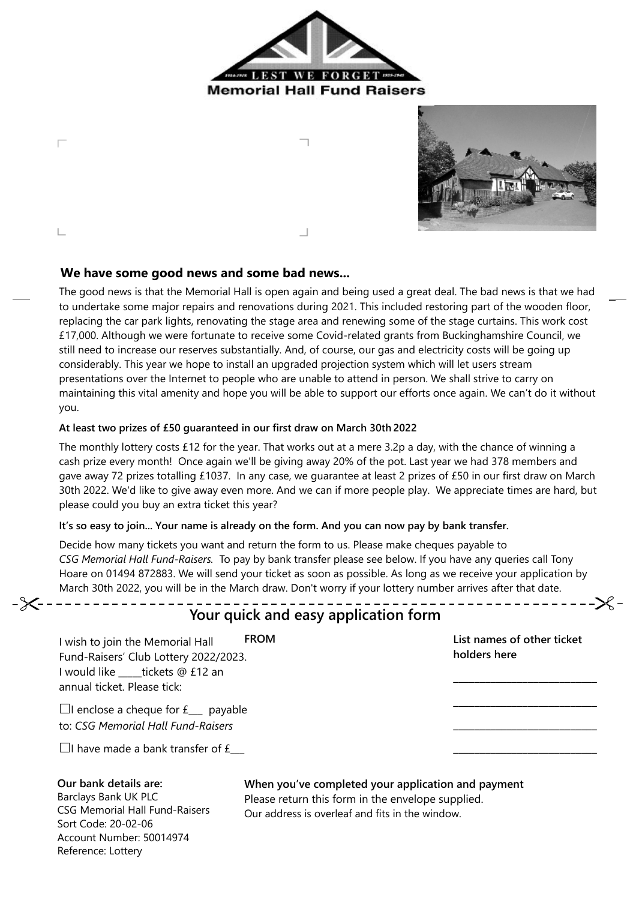LEST WE FORGET

**Memorial Hall Fund Raisers**

## We have some good news and some bad news...

The good news is that the Memorial Hall is open again and being used a great deal. The bad news is that we had to undertake some major repairs and renovations during 2021. This included restoring part of the wooden floor, replacing the car park lights, renovating the stage area and renewing some of the stage curtains. This work cost £17,000. Although we were fortunate to receive some Covid-related grants from Buckinghamshire Council, we still need to increase our reserves substantially. And, of course, our gas and electricity costs will be going up considerably. This year we hope to install an upgraded projection system which will let users stream presentations over the Internet to people who are unable to attend in person. We shall strive to carry on maintaining this vital amenity and hope you will be able to support our efforts once again. We can't do it without you.

**At least two prizes of £50 guaranteed in our first draw on March 30th 2022**

The monthly lottery costs £12 for the year. That works out at a mere 3.2p a day, with the chance of winning a cash prize every month! Once again we'll be giving away 20% of the pot. Last year we had 378 members and gave away 72 prizes totalling £1037. In any case, we guarantee at least 2 prizes of £50 in our first draw on March 30th 2022. We'd like to give away even more. And we can if more people play. We appreciate times are hard, but please could you buy an extra ticket this year?

**It's so easy to join... Your name is already on the form. And you can now pay by bank transfer.**

Decide how many tickets you want and return the form to us. Please make cheques payable to *CSG Memorial Hall Fund-Raisers.* To pay by bank transfer please see below. If you have any queries call Tony Hoare on 01494 872883. We will send your ticket as soon as possible. As long as we receive your application by March 30th 2022, you will be in the March draw. Don't worry if your lottery number arrives after that date.

## Your quick and easy application form

I wish to join the Memorial Hall Fund-Raisers' Club Lottery 2022/2023. I would like _____tickets @ £12 an annual ticket. Please tick:

☐I enclose a cheque for £___ payable to: *CSG Memorial Hall Fund-Raisers*

☐I have made a bank transfer of £___

**FROM**

**List names of other ticket holders here**

_____________________________

_____________________________

_____________________________

_____________________________

**Our bank details are:**
Barclays Bank UK PLC
CSG Memorial Hall Fund-Raisers
Sort Code: 20-02-06
Account Number: 50014974
Reference: Lottery

**When you've completed your application and payment**
Please return this form in the envelope supplied.
Our address is overleaf and fits in the window.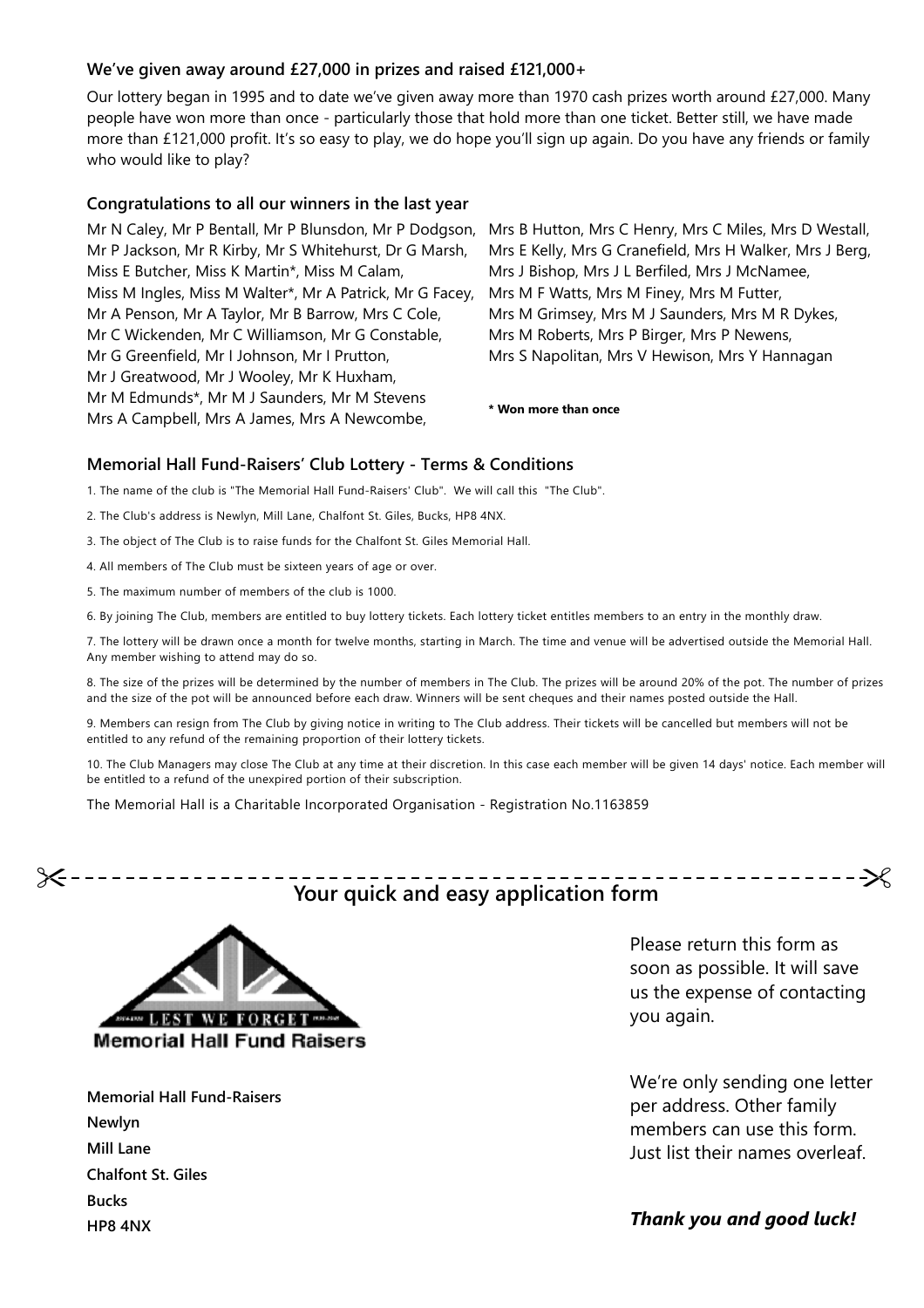### We've given away around £27,000 in prizes and raised £121,000+

Our lottery began in 1995 and to date we've given away more than 1970 cash prizes worth around £27,000. Many people have won more than once - particularly those that hold more than one ticket. Better still, we have made more than £121,000 profit. It's so easy to play, we do hope you'll sign up again. Do you have any friends or family who would like to play?

### Congratulations to all our winners in the last year

Mr N Caley, Mr P Bentall, Mr P Blunsdon, Mr P Dodgson, Mr P Jackson, Mr R Kirby, Mr S Whitehurst, Dr G Marsh, Miss E Butcher, Miss K Martin*, Miss M Calam, Miss M Ingles, Miss M Walter*, Mr A Patrick, Mr G Facey, Mr A Penson, Mr A Taylor, Mr B Barrow, Mrs C Cole, Mr C Wickenden, Mr C Williamson, Mr G Constable, Mr G Greenfield, Mr I Johnson, Mr I Prutton, Mr J Greatwood, Mr J Wooley, Mr K Huxham, Mr M Edmunds*, Mr M J Saunders, Mr M Stevens Mrs A Campbell, Mrs A James, Mrs A Newcombe, Mrs B Hutton, Mrs C Henry, Mrs C Miles, Mrs D Westall, Mrs E Kelly, Mrs G Cranefield, Mrs H Walker, Mrs J Berg, Mrs J Bishop, Mrs J L Berfiled, Mrs J McNamee, Mrs M F Watts, Mrs M Finey, Mrs M Futter, Mrs M Grimsey, Mrs M J Saunders, Mrs M R Dykes, Mrs M Roberts, Mrs P Birger, Mrs P Newens, Mrs S Napolitan, Mrs V Hewison, Mrs Y Hannagan

**\* Won more than once**

### Memorial Hall Fund-Raisers' Club Lottery - Terms & Conditions

1. The name of the club is "The Memorial Hall Fund-Raisers' Club". We will call this "The Club".
2. The Club's address is Newlyn, Mill Lane, Chalfont St. Giles, Bucks, HP8 4NX.
3. The object of The Club is to raise funds for the Chalfont St. Giles Memorial Hall.
4. All members of The Club must be sixteen years of age or over.
5. The maximum number of members of the club is 1000.
6. By joining The Club, members are entitled to buy lottery tickets. Each lottery ticket entitles members to an entry in the monthly draw.
7. The lottery will be drawn once a month for twelve months, starting in March. The time and venue will be advertised outside the Memorial Hall. Any member wishing to attend may do so.
8. The size of the prizes will be determined by the number of members in The Club. The prizes will be around 20% of the pot. The number of prizes and the size of the pot will be announced before each draw. Winners will be sent cheques and their names posted outside the Hall.
9. Members can resign from The Club by giving notice in writing to The Club address. Their tickets will be cancelled but members will not be entitled to any refund of the remaining proportion of their lottery tickets.
10. The Club Managers may close The Club at any time at their discretion. In this case each member will be given 14 days' notice. Each member will be entitled to a refund of the unexpired portion of their subscription.

The Memorial Hall is a Charitable Incorporated Organisation - Registration No.1163859

## Your quick and easy application form

LEST WE FORGET

Memorial Hall Fund Raisers

**Memorial Hall Fund-Raisers**
**Newlyn**
**Mill Lane**
**Chalfont St. Giles**
**Bucks**
**HP8 4NX**

Please return this form as soon as possible. It will save us the expense of contacting you again.

We're only sending one letter per address. Other family members can use this form. Just list their names overleaf.

***Thank you and good luck!***